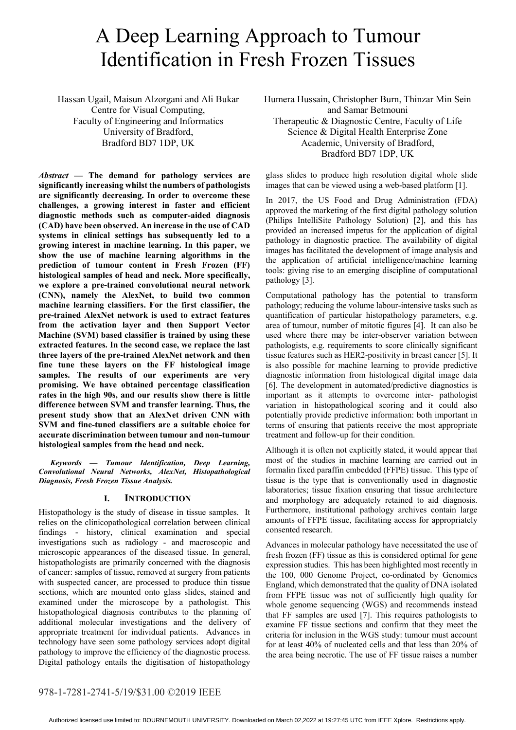# A Deep Learning Approach to Tumour Identification in Fresh Frozen Tissues

Hassan Ugail, Maisun Alzorgani and Ali Bukar
Centre for Visual Computing,
Faculty of Engineering and Informatics
University of Bradford,
Bradford BD7 1DP, UK

Humera Hussain, Christopher Burn, Thinzar Min Sein and Samar Betmouni
Therapeutic & Diagnostic Centre, Faculty of Life Science & Digital Health Enterprise Zone
Academic, University of Bradford,
Bradford BD7 1DP, UK

***Abstract* — The demand for pathology services are significantly increasing whilst the numbers of pathologists are significantly decreasing. In order to overcome these challenges, a growing interest in faster and efficient diagnostic methods such as computer-aided diagnosis (CAD) have been observed. An increase in the use of CAD systems in clinical settings has subsequently led to a growing interest in machine learning. In this paper, we show the use of machine learning algorithms in the prediction of tumour content in Fresh Frozen (FF) histological samples of head and neck. More specifically, we explore a pre-trained convolutional neural network (CNN), namely the AlexNet, to build two common machine learning classifiers. For the first classifier, the pre-trained AlexNet network is used to extract features from the activation layer and then Support Vector Machine (SVM) based classifier is trained by using these extracted features. In the second case, we replace the last three layers of the pre-trained AlexNet network and then fine tune these layers on the FF histological image samples. The results of our experiments are very promising. We have obtained percentage classification rates in the high 90s, and our results show there is little difference between SVM and transfer learning. Thus, the present study show that an AlexNet driven CNN with SVM and fine-tuned classifiers are a suitable choice for accurate discrimination between tumour and non-tumour histological samples from the head and neck.**

***Keywords — Tumour Identification, Deep Learning, Convolutional Neural Networks, AlexNet, Histopathological Diagnosis, Fresh Frozen Tissue Analysis.***

## I. Introduction

Histopathology is the study of disease in tissue samples. It relies on the clinicopathological correlation between clinical findings - history, clinical examination and special investigations such as radiology - and macroscopic and microscopic appearances of the diseased tissue. In general, histopathologists are primarily concerned with the diagnosis of cancer: samples of tissue, removed at surgery from patients with suspected cancer, are processed to produce thin tissue sections, which are mounted onto glass slides, stained and examined under the microscope by a pathologist. This histopathological diagnosis contributes to the planning of additional molecular investigations and the delivery of appropriate treatment for individual patients. Advances in technology have seen some pathology services adopt digital pathology to improve the efficiency of the diagnostic process. Digital pathology entails the digitisation of histopathology glass slides to produce high resolution digital whole slide images that can be viewed using a web-based platform [1].

In 2017, the US Food and Drug Administration (FDA) approved the marketing of the first digital pathology solution (Philips IntelliSite Pathology Solution) [2], and this has provided an increased impetus for the application of digital pathology in diagnostic practice. The availability of digital images has facilitated the development of image analysis and the application of artificial intelligence/machine learning tools: giving rise to an emerging discipline of computational pathology [3].

Computational pathology has the potential to transform pathology; reducing the volume labour-intensive tasks such as quantification of particular histopathology parameters, e.g. area of tumour, number of mitotic figures [4]. It can also be used where there may be inter-observer variation between pathologists, e.g. requirements to score clinically significant tissue features such as HER2-positivity in breast cancer [5]. It is also possible for machine learning to provide predictive diagnostic information from histological digital image data [6]. The development in automated/predictive diagnostics is important as it attempts to overcome inter- pathologist variation in histopathological scoring and it could also potentially provide predictive information: both important in terms of ensuring that patients receive the most appropriate treatment and follow-up for their condition.

Although it is often not explicitly stated, it would appear that most of the studies in machine learning are carried out in formalin fixed paraffin embedded (FFPE) tissue. This type of tissue is the type that is conventionally used in diagnostic laboratories; tissue fixation ensuring that tissue architecture and morphology are adequately retained to aid diagnosis. Furthermore, institutional pathology archives contain large amounts of FFPE tissue, facilitating access for appropriately consented research.

Advances in molecular pathology have necessitated the use of fresh frozen (FF) tissue as this is considered optimal for gene expression studies. This has been highlighted most recently in the 100, 000 Genome Project, co-ordinated by Genomics England, which demonstrated that the quality of DNA isolated from FFPE tissue was not of sufficiently high quality for whole genome sequencing (WGS) and recommends instead that FF samples are used [7]. This requires pathologists to examine FF tissue sections and confirm that they meet the criteria for inclusion in the WGS study: tumour must account for at least 40% of nucleated cells and that less than 20% of the area being necrotic. The use of FF tissue raises a number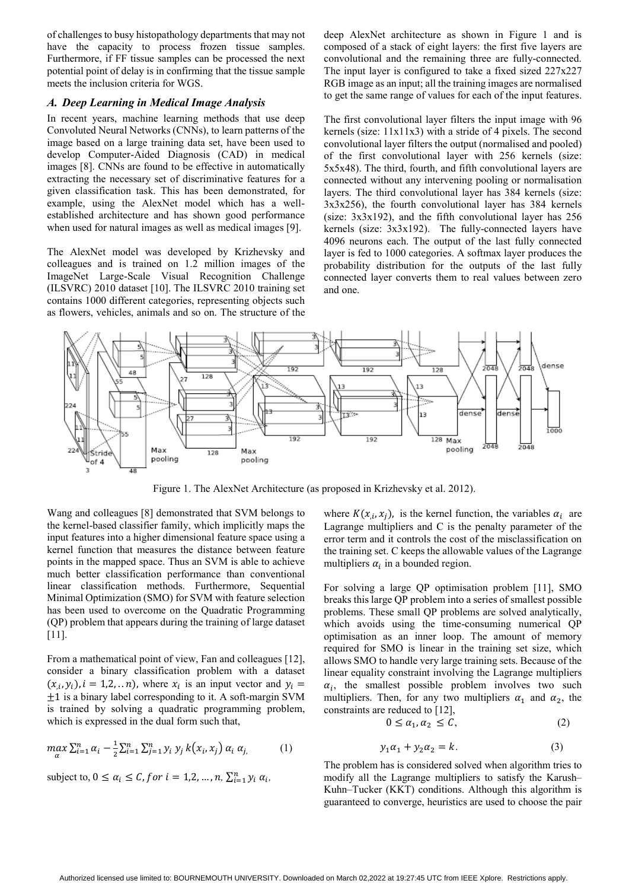of challenges to busy histopathology departments that may not have the capacity to process frozen tissue samples. Furthermore, if FF tissue samples can be processed the next potential point of delay is in confirming that the tissue sample meets the inclusion criteria for WGS.

### *A. Deep Learning in Medical Image Analysis*

In recent years, machine learning methods that use deep Convoluted Neural Networks (CNNs), to learn patterns of the image based on a large training data set, have been used to develop Computer-Aided Diagnosis (CAD) in medical images [8]. CNNs are found to be effective in automatically extracting the necessary set of discriminative features for a given classification task. This has been demonstrated, for example, using the AlexNet model which has a well-established architecture and has shown good performance when used for natural images as well as medical images [9].

The AlexNet model was developed by Krizhevsky and colleagues and is trained on 1.2 million images of the ImageNet Large-Scale Visual Recognition Challenge (ILSVRC) 2010 dataset [10]. The ILSVRC 2010 training set contains 1000 different categories, representing objects such as flowers, vehicles, animals and so on. The structure of the deep AlexNet architecture as shown in Figure 1 and is composed of a stack of eight layers: the first five layers are convolutional and the remaining three are fully-connected. The input layer is configured to take a fixed sized 227x227 RGB image as an input; all the training images are normalised to get the same range of values for each of the input features.

The first convolutional layer filters the input image with 96 kernels (size: 11x11x3) with a stride of 4 pixels. The second convolutional layer filters the output (normalised and pooled) of the first convolutional layer with 256 kernels (size: 5x5x48). The third, fourth, and fifth convolutional layers are connected without any intervening pooling or normalisation layers. The third convolutional layer has 384 kernels (size: 3x3x256), the fourth convolutional layer has 384 kernels (size: 3x3x192), and the fifth convolutional layer has 256 kernels (size: 3x3x192). The fully-connected layers have 4096 neurons each. The output of the last fully connected layer is fed to 1000 categories. A softmax layer produces the probability distribution for the outputs of the last fully connected layer converts them to real values between zero and one.

Figure 1. The AlexNet Architecture (as proposed in Krizhevsky et al. 2012).

Wang and colleagues [8] demonstrated that SVM belongs to the kernel-based classifier family, which implicitly maps the input features into a higher dimensional feature space using a kernel function that measures the distance between feature points in the mapped space. Thus an SVM is able to achieve much better classification performance than conventional linear classification methods. Furthermore, Sequential Minimal Optimization (SMO) for SVM with feature selection has been used to overcome on the Quadratic Programming (QP) problem that appears during the training of large dataset [11].

From a mathematical point of view, Fan and colleagues [12], consider a binary classification problem with a dataset $(x_i, y_i), i = 1,2,..n)$, where $x_i$ is an input vector and $y_i = \pm 1$ is a binary label corresponding to it. A soft-margin SVM is trained by solving a quadratic programming problem, which is expressed in the dual form such that,

$$\max_{\alpha} \sum_{i=1}^{n} \alpha_i - \frac{1}{2} \sum_{i=1}^{n} \sum_{j=1}^{n} y_i \, y_j \, k(x_i, x_j) \, \alpha_i \, \alpha_j, \qquad (1)$$

subject to, $0 \leq \alpha_i \leq C, for \; i = 1,2, \ldots, n, \sum_{i=1}^{n} y_i \, \alpha_i$,

where $K(x_i, x_j)$, is the kernel function, the variables $\alpha_i$ are Lagrange multipliers and C is the penalty parameter of the error term and it controls the cost of the misclassification on the training set. C keeps the allowable values of the Lagrange multipliers $\alpha_i$ in a bounded region.

For solving a large QP optimisation problem [11], SMO breaks this large QP problem into a series of smallest possible problems. These small QP problems are solved analytically, which avoids using the time-consuming numerical QP optimisation as an inner loop. The amount of memory required for SMO is linear in the training set size, which allows SMO to handle very large training sets. Because of the linear equality constraint involving the Lagrange multipliers $\alpha_i$, the smallest possible problem involves two such multipliers. Then, for any two multipliers $\alpha_1$ and $\alpha_2$, the constraints are reduced to [12],

$$0 \leq \alpha_1, \alpha_2 \leq C, \qquad (2)$$

$$y_1 \alpha_1 + y_2 \alpha_2 = k. \qquad (3)$$

The problem has is considered solved when algorithm tries to modify all the Lagrange multipliers to satisfy the Karush–Kuhn–Tucker (KKT) conditions. Although this algorithm is guaranteed to converge, heuristics are used to choose the pair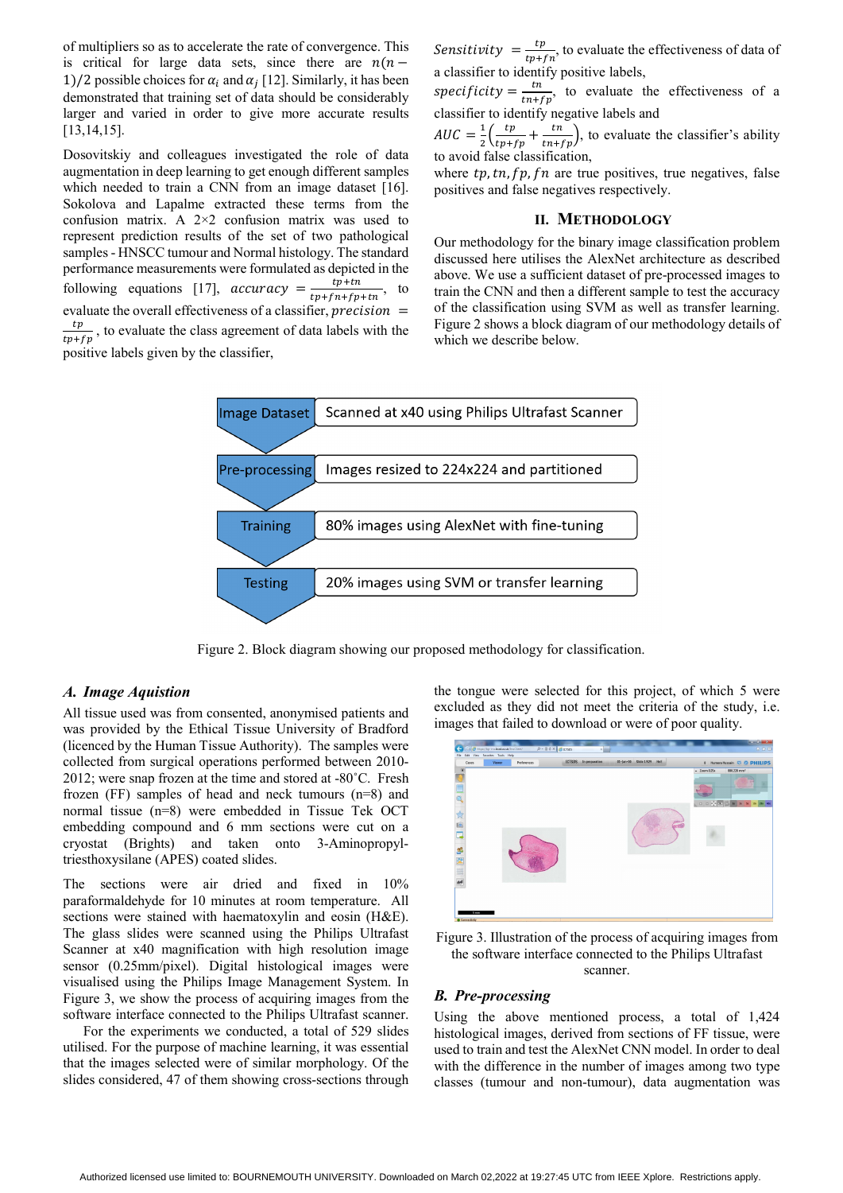of multipliers so as to accelerate the rate of convergence. This is critical for large data sets, since there are $n(n-1)/2$ possible choices for $\alpha_i$ and $\alpha_j$ [12]. Similarly, it has been demonstrated that training set of data should be considerably larger and varied in order to give more accurate results [13,14,15].

Dosovitskiy and colleagues investigated the role of data augmentation in deep learning to get enough different samples which needed to train a CNN from an image dataset [16]. Sokolova and Lapalme extracted these terms from the confusion matrix. A 2×2 confusion matrix was used to represent prediction results of the set of two pathological samples - HNSCC tumour and Normal histology. The standard performance measurements were formulated as depicted in the following equations [17], $accuracy = \frac{tp+tn}{tp+fn+fp+tn}$, to evaluate the overall effectiveness of a classifier, $precision = \frac{tp}{tp+fp}$, to evaluate the class agreement of data labels with the positive labels given by the classifier,

$Sensitivity = \frac{tp}{tp+fn}$, to evaluate the effectiveness of data of a classifier to identify positive labels,

$specificity = \frac{tn}{tn+fp}$, to evaluate the effectiveness of a classifier to identify negative labels and

$AUC = \frac{1}{2}\left(\frac{tp}{tp+fp} + \frac{tn}{tn+fp}\right)$, to evaluate the classifier's ability to avoid false classification,

where $tp, tn, fp, fn$ are true positives, true negatives, false positives and false negatives respectively.

## II. Methodology

Our methodology for the binary image classification problem discussed here utilises the AlexNet architecture as described above. We use a sufficient dataset of pre-processed images to train the CNN and then a different sample to test the accuracy of the classification using SVM as well as transfer learning. Figure 2 shows a block diagram of our methodology details of which we describe below.

| Stage | Description |
|---|---|
| Image Dataset | Scanned at x40 using Philips Ultrafast Scanner |
| Pre-processing | Images resized to 224x224 and partitioned |
| Training | 80% images using AlexNet with fine-tuning |
| Testing | 20% images using SVM or transfer learning |

Figure 2. Block diagram showing our proposed methodology for classification.

### A. Image Aquistion

All tissue used was from consented, anonymised patients and was provided by the Ethical Tissue University of Bradford (licenced by the Human Tissue Authority). The samples were collected from surgical operations performed between 2010-2012; were snap frozen at the time and stored at -80˚C. Fresh frozen (FF) samples of head and neck tumours (n=8) and normal tissue (n=8) were embedded in Tissue Tek OCT embedding compound and 6 mm sections were cut on a cryostat (Brights) and taken onto 3-Aminopropyl-triesthoxysilane (APES) coated slides.

The sections were air dried and fixed in 10% paraformaldehyde for 10 minutes at room temperature. All sections were stained with haematoxylin and eosin (H&E). The glass slides were scanned using the Philips Ultrafast Scanner at x40 magnification with high resolution image sensor (0.25mm/pixel). Digital histological images were visualised using the Philips Image Management System. In Figure 3, we show the process of acquiring images from the software interface connected to the Philips Ultrafast scanner.

For the experiments we conducted, a total of 529 slides utilised. For the purpose of machine learning, it was essential that the images selected were of similar morphology. Of the slides considered, 47 of them showing cross-sections through the tongue were selected for this project, of which 5 were excluded as they did not meet the criteria of the study, i.e. images that failed to download or were of poor quality.

Figure 3. Illustration of the process of acquiring images from the software interface connected to the Philips Ultrafast scanner.

### B. Pre-processing

Using the above mentioned process, a total of 1,424 histological images, derived from sections of FF tissue, were used to train and test the AlexNet CNN model. In order to deal with the difference in the number of images among two type classes (tumour and non-tumour), data augmentation was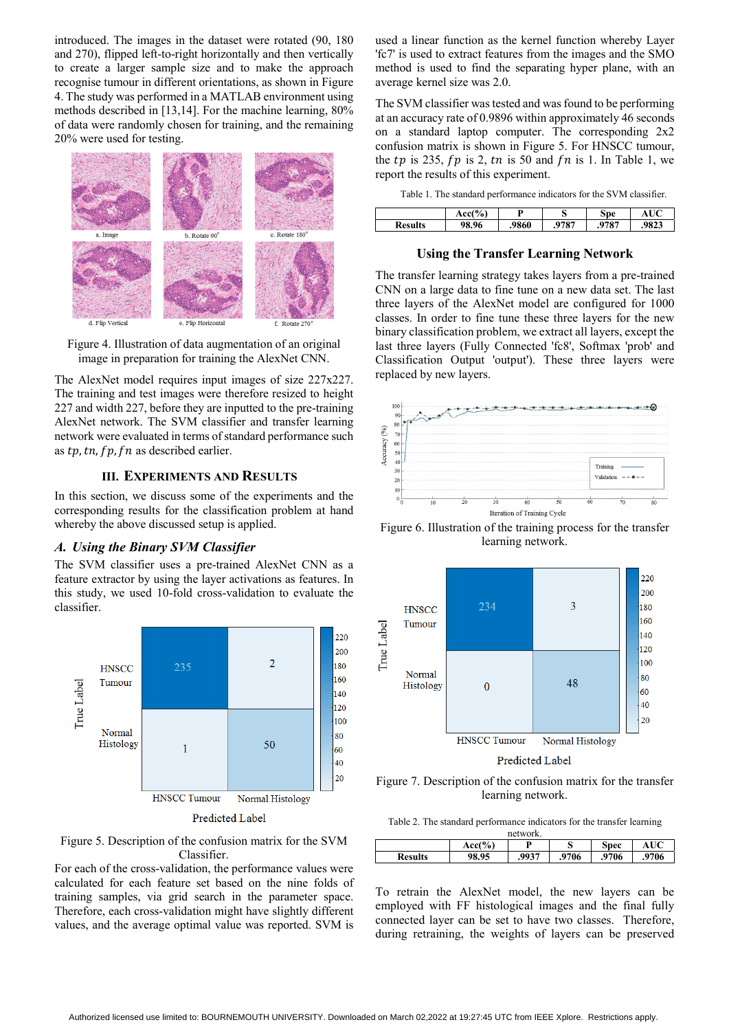introduced. The images in the dataset were rotated (90, 180 and 270), flipped left-to-right horizontally and then vertically to create a larger sample size and to make the approach recognise tumour in different orientations, as shown in Figure 4. The study was performed in a MATLAB environment using methods described in [13,14]. For the machine learning, 80% of data were randomly chosen for training, and the remaining 20% were used for testing.

Figure 4. Illustration of data augmentation of an original image in preparation for training the AlexNet CNN.

The AlexNet model requires input images of size 227x227. The training and test images were therefore resized to height 227 and width 227, before they are inputted to the pre-training AlexNet network. The SVM classifier and transfer learning network were evaluated in terms of standard performance such as $tp, tn, fp, fn$ as described earlier.

## III. Experiments and Results

In this section, we discuss some of the experiments and the corresponding results for the classification problem at hand whereby the above discussed setup is applied.

### *A. Using the Binary SVM Classifier*

The SVM classifier uses a pre-trained AlexNet CNN as a feature extractor by using the layer activations as features. In this study, we used 10-fold cross-validation to evaluate the classifier.

Figure 5. Description of the confusion matrix for the SVM Classifier.

For each of the cross-validation, the performance values were calculated for each feature set based on the nine folds of training samples, via grid search in the parameter space. Therefore, each cross-validation might have slightly different values, and the average optimal value was reported. SVM is used a linear function as the kernel function whereby Layer 'fc7' is used to extract features from the images and the SMO method is used to find the separating hyper plane, with an average kernel size was 2.0.

The SVM classifier was tested and was found to be performing at an accuracy rate of 0.9896 within approximately 46 seconds on a standard laptop computer. The corresponding 2x2 confusion matrix is shown in Figure 5. For HNSCC tumour, the $tp$ is 235, $fp$ is 2, $tn$ is 50 and $fn$ is 1. In Table 1, we report the results of this experiment.

Table 1. The standard performance indicators for the SVM classifier.

| | Acc(%) | P | S | Spe | AUC |
|---|---|---|---|---|---|
| Results | 98.96 | .9860 | .9787 | .9787 | .9823 |

### Using the Transfer Learning Network

The transfer learning strategy takes layers from a pre-trained CNN on a large data to fine tune on a new data set. The last three layers of the AlexNet model are configured for 1000 classes. In order to fine tune these three layers for the new binary classification problem, we extract all layers, except the last three layers (Fully Connected 'fc8', Softmax 'prob' and Classification Output 'output'). These three layers were replaced by new layers.

Figure 6. Illustration of the training process for the transfer learning network.

Figure 7. Description of the confusion matrix for the transfer learning network.

Table 2. The standard performance indicators for the transfer learning network.

| | Acc(%) | P | S | Spec | AUC |
|---|---|---|---|---|---|
| Results | 98.95 | .9937 | .9706 | .9706 | .9706 |

To retrain the AlexNet model, the new layers can be employed with FF histological images and the final fully connected layer can be set to have two classes. Therefore, during retraining, the weights of layers can be preserved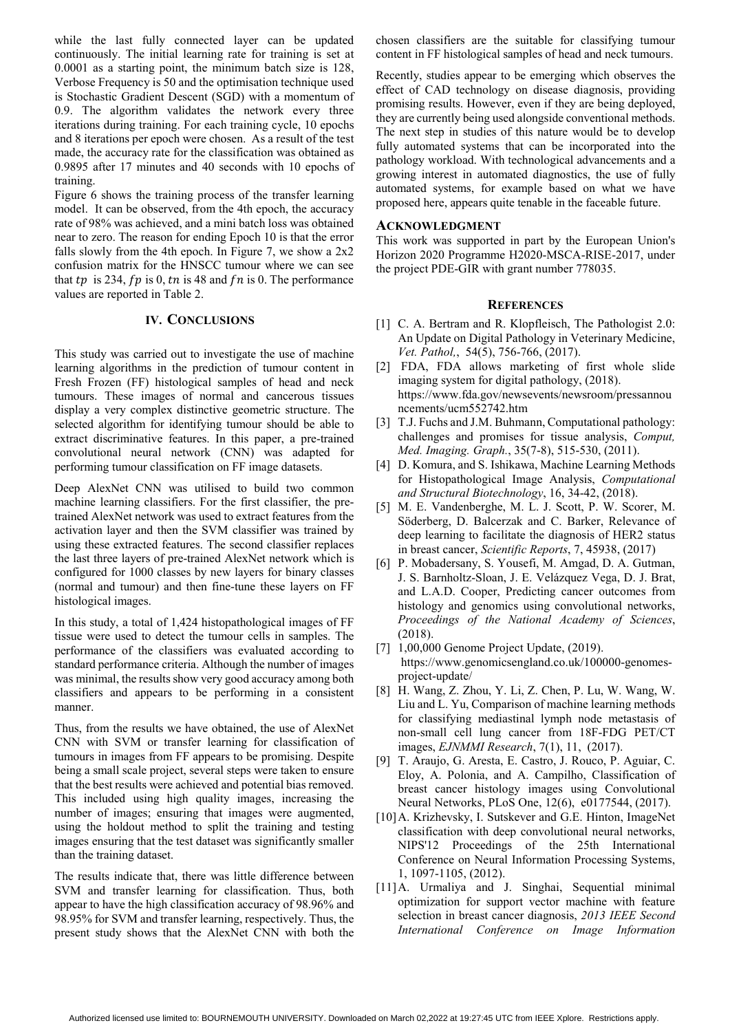while the last fully connected layer can be updated continuously. The initial learning rate for training is set at 0.0001 as a starting point, the minimum batch size is 128, Verbose Frequency is 50 and the optimisation technique used is Stochastic Gradient Descent (SGD) with a momentum of 0.9. The algorithm validates the network every three iterations during training. For each training cycle, 10 epochs and 8 iterations per epoch were chosen. As a result of the test made, the accuracy rate for the classification was obtained as 0.9895 after 17 minutes and 40 seconds with 10 epochs of training.

Figure 6 shows the training process of the transfer learning model. It can be observed, from the 4th epoch, the accuracy rate of 98% was achieved, and a mini batch loss was obtained near to zero. The reason for ending Epoch 10 is that the error falls slowly from the 4th epoch. In Figure 7, we show a 2x2 confusion matrix for the HNSCC tumour where we can see that $tp$ is 234, $fp$ is 0, $tn$ is 48 and $fn$ is 0. The performance values are reported in Table 2.

## IV. Conclusions

This study was carried out to investigate the use of machine learning algorithms in the prediction of tumour content in Fresh Frozen (FF) histological samples of head and neck tumours. These images of normal and cancerous tissues display a very complex distinctive geometric structure. The selected algorithm for identifying tumour should be able to extract discriminative features. In this paper, a pre-trained convolutional neural network (CNN) was adapted for performing tumour classification on FF image datasets.

Deep AlexNet CNN was utilised to build two common machine learning classifiers. For the first classifier, the pre-trained AlexNet network was used to extract features from the activation layer and then the SVM classifier was trained by using these extracted features. The second classifier replaces the last three layers of pre-trained AlexNet network which is configured for 1000 classes by new layers for binary classes (normal and tumour) and then fine-tune these layers on FF histological images.

In this study, a total of 1,424 histopathological images of FF tissue were used to detect the tumour cells in samples. The performance of the classifiers was evaluated according to standard performance criteria. Although the number of images was minimal, the results show very good accuracy among both classifiers and appears to be performing in a consistent manner.

Thus, from the results we have obtained, the use of AlexNet CNN with SVM or transfer learning for classification of tumours in images from FF appears to be promising. Despite being a small scale project, several steps were taken to ensure that the best results were achieved and potential bias removed. This included using high quality images, increasing the number of images; ensuring that images were augmented, using the holdout method to split the training and testing images ensuring that the test dataset was significantly smaller than the training dataset.

The results indicate that, there was little difference between SVM and transfer learning for classification. Thus, both appear to have the high classification accuracy of 98.96% and 98.95% for SVM and transfer learning, respectively. Thus, the present study shows that the AlexNet CNN with both the chosen classifiers are the suitable for classifying tumour content in FF histological samples of head and neck tumours.

Recently, studies appear to be emerging which observes the effect of CAD technology on disease diagnosis, providing promising results. However, even if they are being deployed, they are currently being used alongside conventional methods. The next step in studies of this nature would be to develop fully automated systems that can be incorporated into the pathology workload. With technological advancements and a growing interest in automated diagnostics, the use of fully automated systems, for example based on what we have proposed here, appears quite tenable in the faceable future.

## Acknowledgment

This work was supported in part by the European Union's Horizon 2020 Programme H2020-MSCA-RISE-2017, under the project PDE-GIR with grant number 778035.

## References

[1] C. A. Bertram and R. Klopfleisch, The Pathologist 2.0: An Update on Digital Pathology in Veterinary Medicine, *Vet. Pathol,*, 54(5), 756-766, (2017).

[2] FDA, FDA allows marketing of first whole slide imaging system for digital pathology, (2018). https://www.fda.gov/newsevents/newsroom/pressannouncements/ucm552742.htm

[3] T.J. Fuchs and J.M. Buhmann, Computational pathology: challenges and promises for tissue analysis, *Comput, Med. Imaging. Graph.*, 35(7-8), 515-530, (2011).

[4] D. Komura, and S. Ishikawa, Machine Learning Methods for Histopathological Image Analysis, *Computational and Structural Biotechnology*, 16, 34-42, (2018).

[5] M. E. Vandenberghe, M. L. J. Scott, P. W. Scorer, M. Söderberg, D. Balcerzak and C. Barker, Relevance of deep learning to facilitate the diagnosis of HER2 status in breast cancer, *Scientific Reports*, 7, 45938, (2017)

[6] P. Mobadersany, S. Yousefi, M. Amgad, D. A. Gutman, J. S. Barnholtz-Sloan, J. E. Velázquez Vega, D. J. Brat, and L.A.D. Cooper, Predicting cancer outcomes from histology and genomics using convolutional networks, *Proceedings of the National Academy of Sciences*, (2018).

[7] 1,00,000 Genome Project Update, (2019). https://www.genomicsengland.co.uk/100000-genomes-project-update/

[8] H. Wang, Z. Zhou, Y. Li, Z. Chen, P. Lu, W. Wang, W. Liu and L. Yu, Comparison of machine learning methods for classifying mediastinal lymph node metastasis of non-small cell lung cancer from 18F-FDG PET/CT images, *EJNMMI Research*, 7(1), 11, (2017).

[9] T. Araujo, G. Aresta, E. Castro, J. Rouco, P. Aguiar, C. Eloy, A. Polonia, and A. Campilho, Classification of breast cancer histology images using Convolutional Neural Networks, PLoS One, 12(6), e0177544, (2017).

[10] A. Krizhevsky, I. Sutskever and G.E. Hinton, ImageNet classification with deep convolutional neural networks, NIPS'12 Proceedings of the 25th International Conference on Neural Information Processing Systems, 1, 1097-1105, (2012).

[11] A. Urmaliya and J. Singhai, Sequential minimal optimization for support vector machine with feature selection in breast cancer diagnosis, *2013 IEEE Second International Conference on Image Information*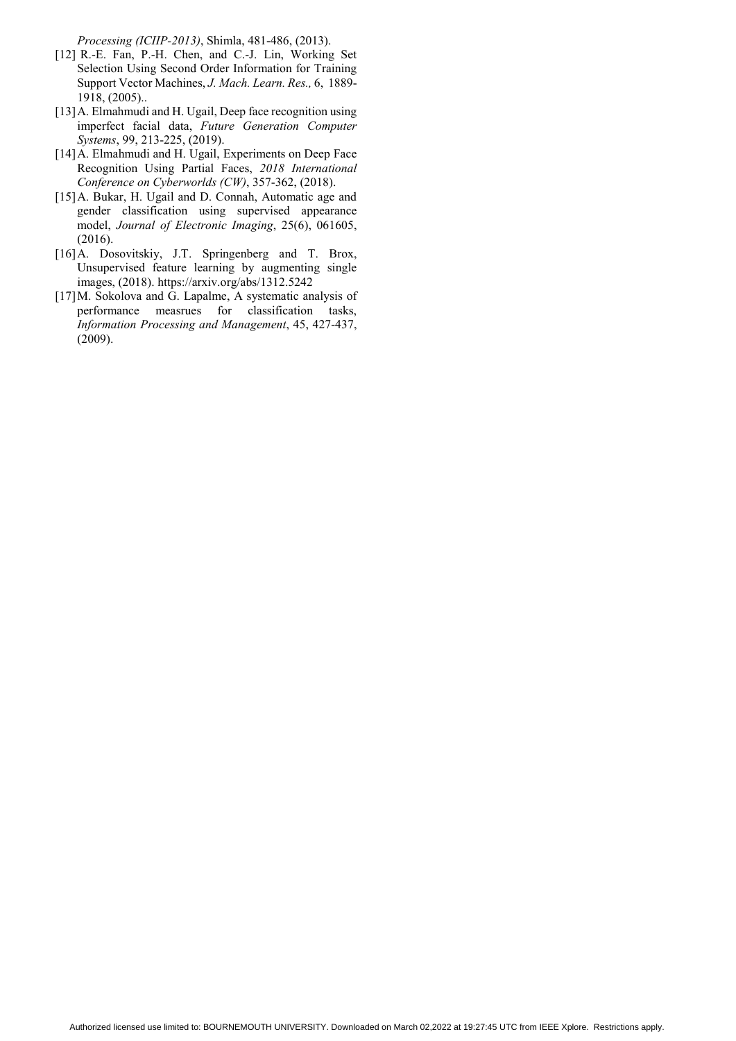*Processing (ICIIP-2013)*, Shimla, 481-486, (2013).

[12] R.-E. Fan, P.-H. Chen, and C.-J. Lin, Working Set Selection Using Second Order Information for Training Support Vector Machines, *J. Mach. Learn. Res.,* 6, 1889-1918, (2005)..

[13] A. Elmahmudi and H. Ugail, Deep face recognition using imperfect facial data, *Future Generation Computer Systems*, 99, 213-225, (2019).

[14] A. Elmahmudi and H. Ugail, Experiments on Deep Face Recognition Using Partial Faces, *2018 International Conference on Cyberworlds (CW)*, 357-362, (2018).

[15] A. Bukar, H. Ugail and D. Connah, Automatic age and gender classification using supervised appearance model, *Journal of Electronic Imaging*, 25(6), 061605, (2016).

[16] A. Dosovitskiy, J.T. Springenberg and T. Brox, Unsupervised feature learning by augmenting single images, (2018). https://arxiv.org/abs/1312.5242

[17] M. Sokolova and G. Lapalme, A systematic analysis of performance measrues for classification tasks, *Information Processing and Management*, 45, 427-437, (2009).